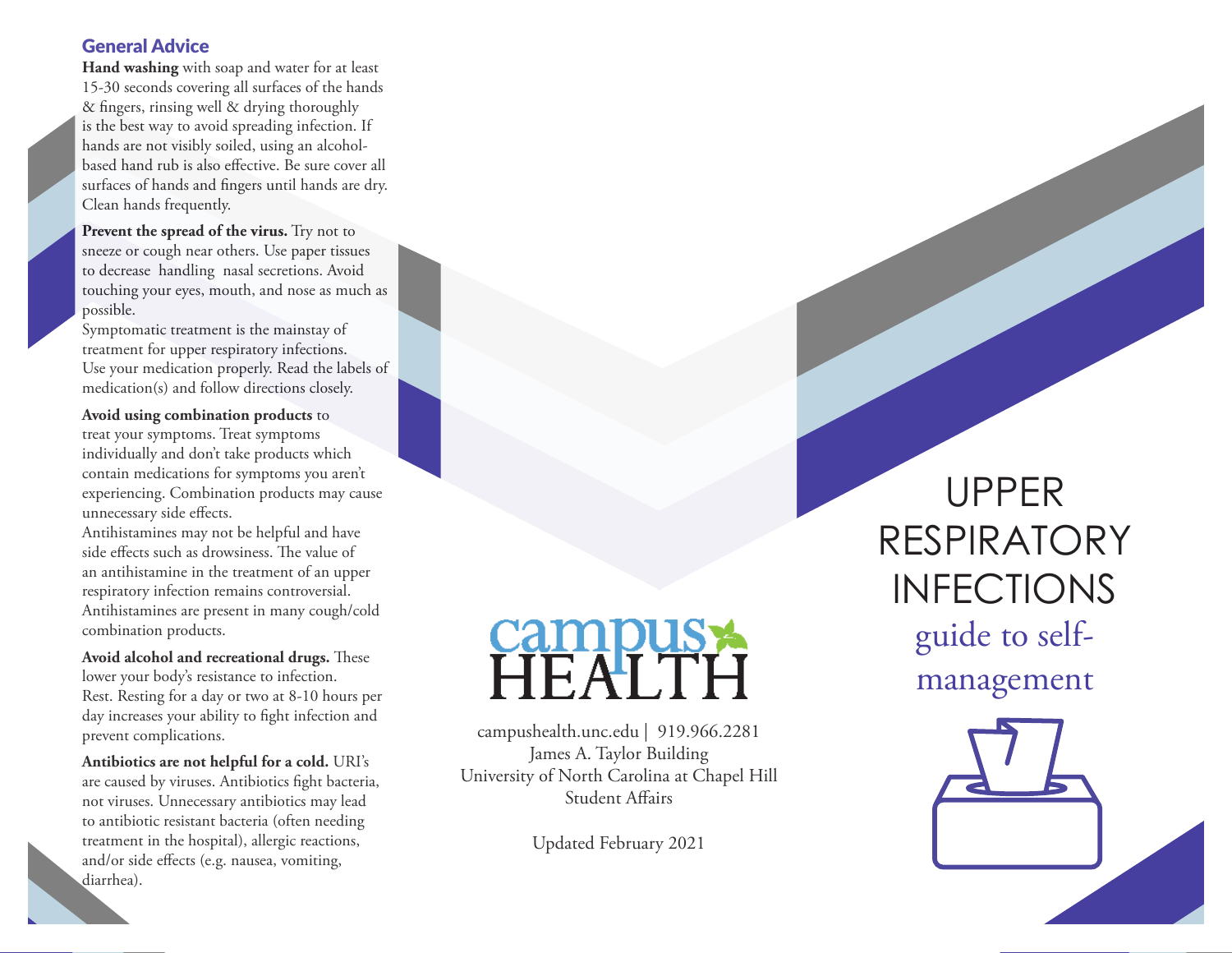## General Advice

**Hand washing** with soap and water for at least 15-30 seconds covering all surfaces of the hands & fingers, rinsing well & drying thoroughly is the best way to avoid spreading infection. If hands are not visibly soiled, using an alcohol-based hand rub is also effective. Be sure cover all surfaces of hands and fingers until hands are dry. Clean hands frequently.

**Prevent the spread of the virus.** Try not to sneeze or cough near others. Use paper tissues to decrease handling nasal secretions. Avoid touching your eyes, mouth, and nose as much as possible.

Symptomatic treatment is the mainstay of treatment for upper respiratory infections. Use your medication properly. Read the labels of medication(s) and follow directions closely.

**Avoid using combination products** to treat your symptoms. Treat symptoms individually and don't take products which contain medications for symptoms you aren't experiencing. Combination products may cause unnecessary side effects.

Antihistamines may not be helpful and have side effects such as drowsiness. The value of an antihistamine in the treatment of an upper respiratory infection remains controversial. Antihistamines are present in many cough/cold combination products.

**Avoid alcohol and recreational drugs.** These lower your body's resistance to infection.

Rest. Resting for a day or two at 8-10 hours per day increases your ability to fight infection and prevent complications.

**Antibiotics are not helpful for a cold.** URI's are caused by viruses. Antibiotics fight bacteria, not viruses. Unnecessary antibiotics may lead to antibiotic resistant bacteria (often needing treatment in the hospital), allergic reactions, and/or side effects (e.g. nausea, vomiting, diarrhea).

campus HEALTH

campushealth.unc.edu | 919.966.2281
James A. Taylor Building
University of North Carolina at Chapel Hill
Student Affairs

Updated February 2021

# UPPER RESPIRATORY INFECTIONS

guide to self-management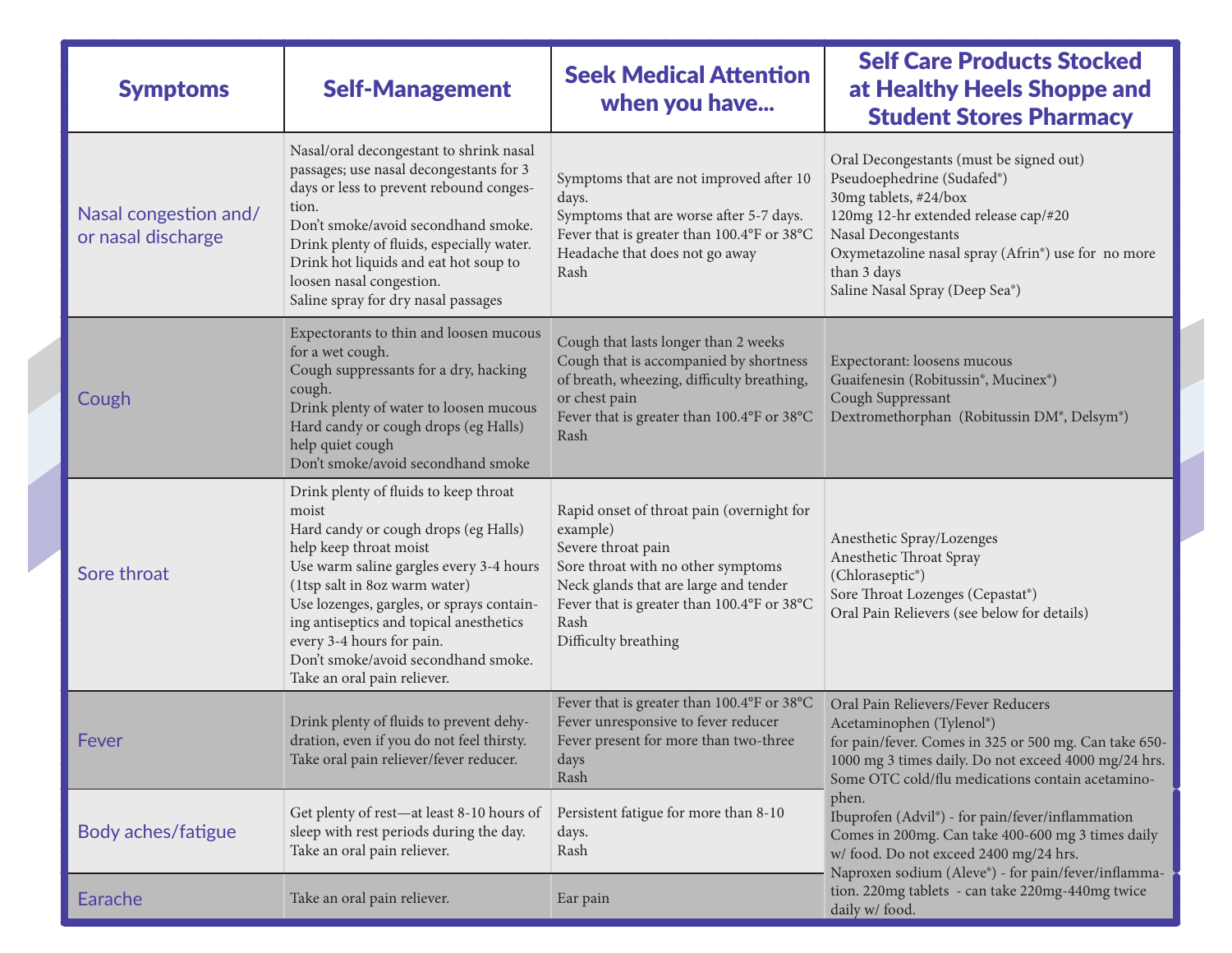| Symptoms | Self-Management | Seek Medical Attention when you have... | Self Care Products Stocked at Healthy Heels Shoppe and Student Stores Pharmacy |
|---|---|---|---|
| Nasal congestion and/or nasal discharge | Nasal/oral decongestant to shrink nasal passages; use nasal decongestants for 3 days or less to prevent rebound congestion.<br>Don't smoke/avoid secondhand smoke.<br>Drink plenty of fluids, especially water.<br>Drink hot liquids and eat hot soup to loosen nasal congestion.<br>Saline spray for dry nasal passages | Symptoms that are not improved after 10 days.<br>Symptoms that are worse after 5-7 days.<br>Fever that is greater than 100.4°F or 38°C<br>Headache that does not go away<br>Rash | Oral Decongestants (must be signed out)<br>Pseudoephedrine (Sudafed®)<br>30mg tablets, #24/box<br>120mg 12-hr extended release cap/#20<br>Nasal Decongestants<br>Oxymetazoline nasal spray (Afrin®) use for no more than 3 days<br>Saline Nasal Spray (Deep Sea®) |
| Cough | Expectorants to thin and loosen mucous for a wet cough.<br>Cough suppressants for a dry, hacking cough.<br>Drink plenty of water to loosen mucous<br>Hard candy or cough drops (eg Halls) help quiet cough<br>Don't smoke/avoid secondhand smoke | Cough that lasts longer than 2 weeks<br>Cough that is accompanied by shortness of breath, wheezing, difficulty breathing, or chest pain<br>Fever that is greater than 100.4°F or 38°C<br>Rash | Expectorant: loosens mucous<br>Guaifenesin (Robitussin®, Mucinex®)<br>Cough Suppressant<br>Dextromethorphan (Robitussin DM®, Delsym®) |
| Sore throat | Drink plenty of fluids to keep throat moist<br>Hard candy or cough drops (eg Halls) help keep throat moist<br>Use warm saline gargles every 3-4 hours (1tsp salt in 8oz warm water)<br>Use lozenges, gargles, or sprays containing antiseptics and topical anesthetics every 3-4 hours for pain.<br>Don't smoke/avoid secondhand smoke.<br>Take an oral pain reliever. | Rapid onset of throat pain (overnight for example)<br>Severe throat pain<br>Sore throat with no other symptoms<br>Neck glands that are large and tender<br>Fever that is greater than 100.4°F or 38°C<br>Rash<br>Difficulty breathing | Anesthetic Spray/Lozenges<br>Anesthetic Throat Spray (Chloraseptic®)<br>Sore Throat Lozenges (Cepastat®)<br>Oral Pain Relievers (see below for details) |
| Fever | Drink plenty of fluids to prevent dehydration, even if you do not feel thirsty.<br>Take oral pain reliever/fever reducer. | Fever that is greater than 100.4°F or 38°C<br>Fever unresponsive to fever reducer<br>Fever present for more than two-three days<br>Rash | Oral Pain Relievers/Fever Reducers<br>Acetaminophen (Tylenol®) for pain/fever. Comes in 325 or 500 mg. Can take 650-1000 mg 3 times daily. Do not exceed 4000 mg/24 hrs. Some OTC cold/flu medications contain acetaminophen.<br>Ibuprofen (Advil®) - for pain/fever/inflammation Comes in 200mg. Can take 400-600 mg 3 times daily w/ food. Do not exceed 2400 mg/24 hrs.<br>Naproxen sodium (Aleve®) - for pain/fever/inflammation. 220mg tablets - can take 220mg-440mg twice daily w/ food. |
| Body aches/fatigue | Get plenty of rest—at least 8-10 hours of sleep with rest periods during the day.<br>Take an oral pain reliever. | Persistent fatigue for more than 8-10 days.<br>Rash | |
| Earache | Take an oral pain reliever. | Ear pain | |